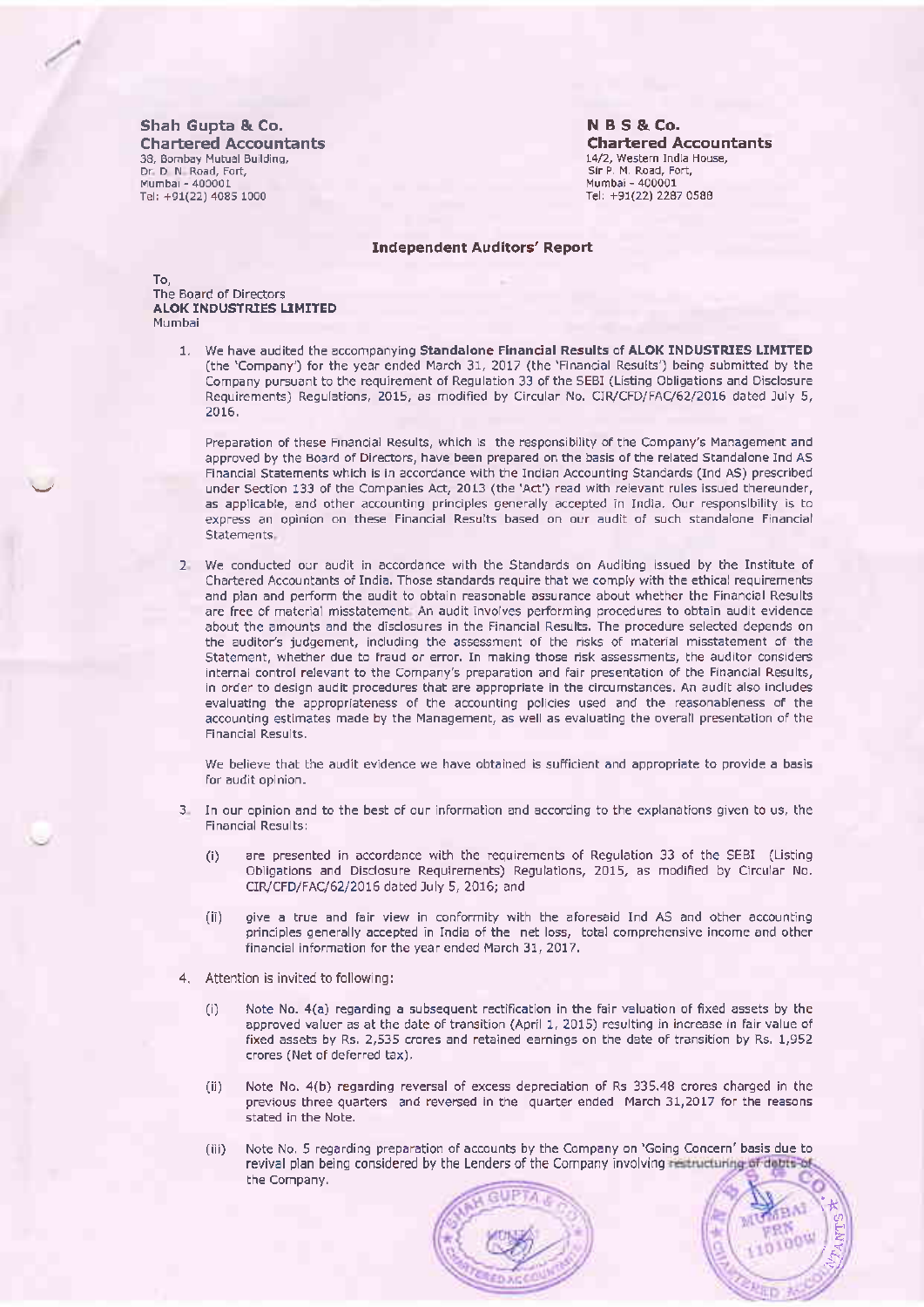**Shah Gupta & Co.**
**Chartered Accountants**
38, Bombay Mutual Building,
Dr. D. N. Road, Fort,
Mumbai - 400001
Tel: +91(22) 4085 1000

**N B S & Co.**
**Chartered Accountants**
14/2, Western India House,
Sir P. M. Road, Fort,
Mumbai - 400001
Tel: +91(22) 2287 0588

## Independent Auditors' Report

To,
The Board of Directors
**ALOK INDUSTRIES LIMITED**
Mumbai

1. We have audited the accompanying **Standalone Financial Results** of **ALOK INDUSTRIES LIMITED** (the 'Company') for the year ended March 31, 2017 (the 'Financial Results') being submitted by the Company pursuant to the requirement of Regulation 33 of the SEBI (Listing Obligations and Disclosure Requirements) Regulations, 2015, as modified by Circular No. CIR/CFD/FAC/62/2016 dated July 5, 2016.

   Preparation of these Financial Results, which is the responsibility of the Company's Management and approved by the Board of Directors, have been prepared on the basis of the related Standalone Ind AS Financial Statements which is in accordance with the Indian Accounting Standards (Ind AS) prescribed under Section 133 of the Companies Act, 2013 (the 'Act') read with relevant rules issued thereunder, as applicable, and other accounting principles generally accepted in India. Our responsibility is to express an opinion on these Financial Results based on our audit of such standalone Financial Statements.

2. We conducted our audit in accordance with the Standards on Auditing issued by the Institute of Chartered Accountants of India. Those standards require that we comply with the ethical requirements and plan and perform the audit to obtain reasonable assurance about whether the Financial Results are free of material misstatement. An audit involves performing procedures to obtain audit evidence about the amounts and the disclosures in the Financial Results. The procedure selected depends on the auditor's judgement, including the assessment of the risks of material misstatement of the Statement, whether due to fraud or error. In making those risk assessments, the auditor considers internal control relevant to the Company's preparation and fair presentation of the Financial Results, in order to design audit procedures that are appropriate in the circumstances. An audit also includes evaluating the appropriateness of the accounting policies used and the reasonableness of the accounting estimates made by the Management, as well as evaluating the overall presentation of the Financial Results.

   We believe that the audit evidence we have obtained is sufficient and appropriate to provide a basis for audit opinion.

3. In our opinion and to the best of our information and according to the explanations given to us, the Financial Results:

   (i) are presented in accordance with the requirements of Regulation 33 of the SEBI (Listing Obligations and Disclosure Requirements) Regulations, 2015, as modified by Circular No. CIR/CFD/FAC/62/2016 dated July 5, 2016; and

   (ii) give a true and fair view in conformity with the aforesaid Ind AS and other accounting principles generally accepted in India of the net loss, total comprehensive income and other financial information for the year ended March 31, 2017.

4. Attention is invited to following:

   (i) Note No. 4(a) regarding a subsequent rectification in the fair valuation of fixed assets by the approved valuer as at the date of transition (April 1, 2015) resulting in increase in fair value of fixed assets by Rs. 2,535 crores and retained earnings on the date of transition by Rs. 1,952 crores (Net of deferred tax).

   (ii) Note No. 4(b) regarding reversal of excess depreciation of Rs 335.48 crores charged in the previous three quarters and reversed in the quarter ended March 31,2017 for the reasons stated in the Note.

   (iii) Note No. 5 regarding preparation of accounts by the Company on 'Going Concern' basis due to revival plan being considered by the Lenders of the Company involving restructuring of debts of the Company.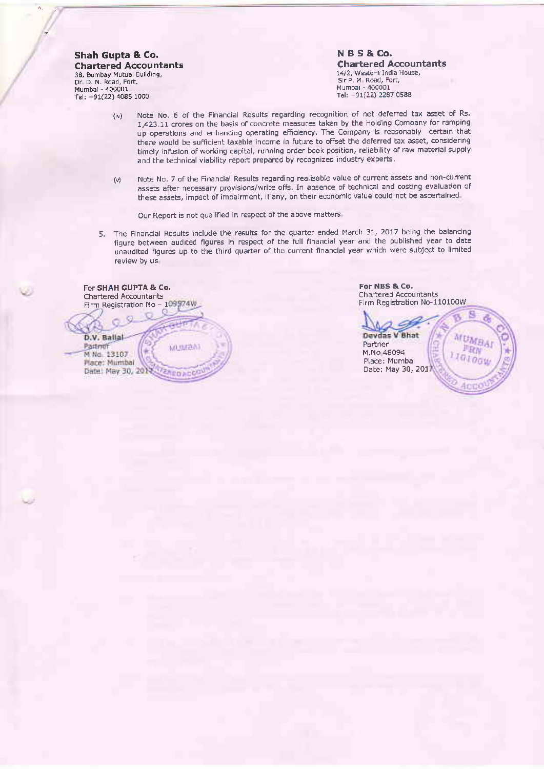**Shah Gupta & Co.**
**Chartered Accountants**
38, Bombay Mutual Building,
Dr. D. N. Road, Fort,
Mumbai - 400001
Tel: +91(22) 4085 1000

**N B S & Co.**
**Chartered Accountants**
14/2, Western India House,
Sir P. M. Road, Fort,
Mumbai - 400001
Tel: +91(22) 2287 0588

(iv) Note No. 6 of the Financial Results regarding recognition of net deferred tax asset of Rs. 1,423.11 crores on the basis of concrete measures taken by the Holding Company for ramping up operations and enhancing operating efficiency. The Company is reasonably certain that there would be sufficient taxable income in future to offset the deferred tax asset, considering timely infusion of working capital, running order book position, reliability of raw material supply and the technical viability report prepared by recognized industry experts.

(v) Note No. 7 of the Financial Results regarding realisable value of current assets and non-current assets after necessary provisions/write offs. In absence of technical and costing evaluation of these assets, impact of impairment, if any, on their economic value could not be ascertained.

Our Report is not qualified in respect of the above matters.

5. The Financial Results include the results for the quarter ended March 31, 2017 being the balancing figure between audited figures in respect of the full financial year and the published year to date unaudited figures up to the third quarter of the current financial year which were subject to limited review by us.

For **SHAH GUPTA & Co.**
Chartered Accountants
Firm Registration No – 109574W

D.V. Ballal
Partner
M No. 13107
Place: Mumbai
Date: May 30, 2017

For **NBS & Co.**
Chartered Accountants
Firm Registration No-110100W

Devdas V Bhat
Partner
M.No.48094
Place: Mumbai
Date: May 30, 2017